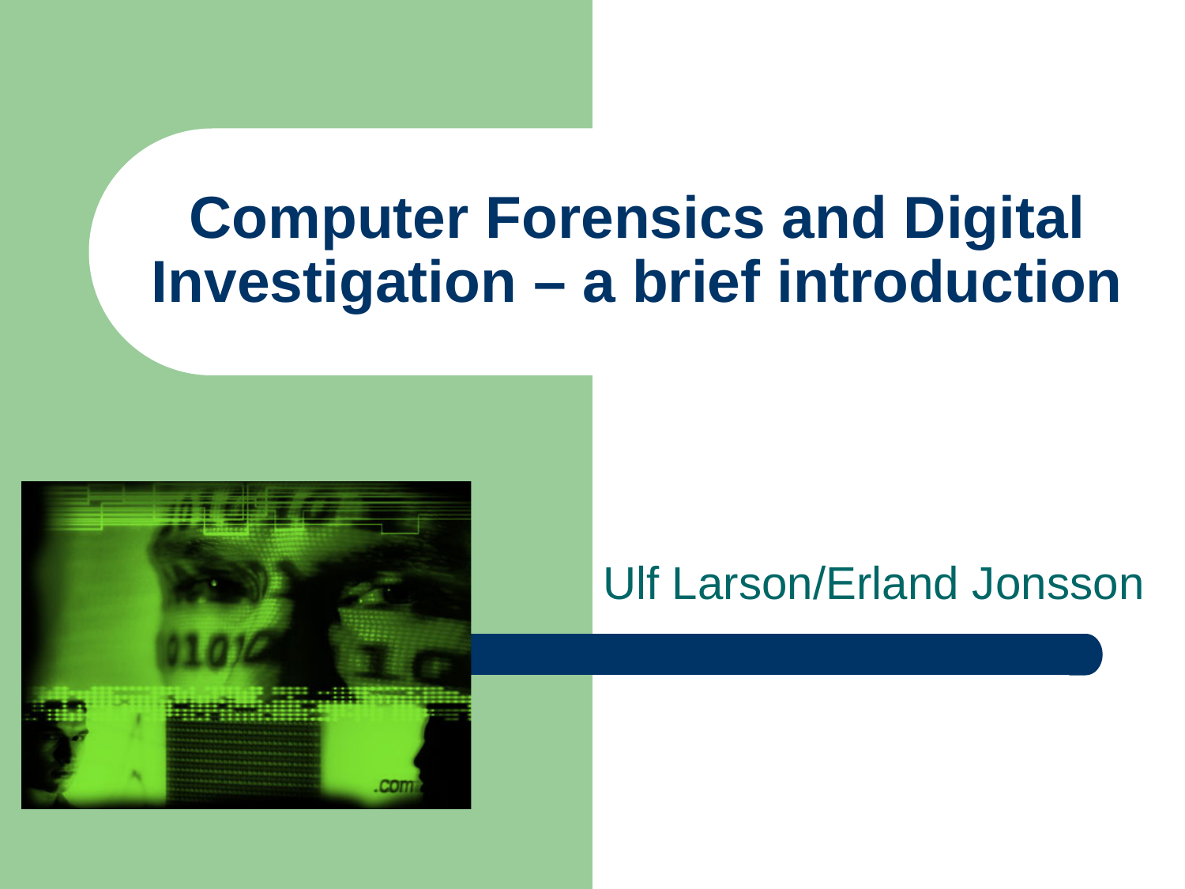# Computer Forensics and Digital Investigation – a brief introduction

Ulf Larson/Erland Jonsson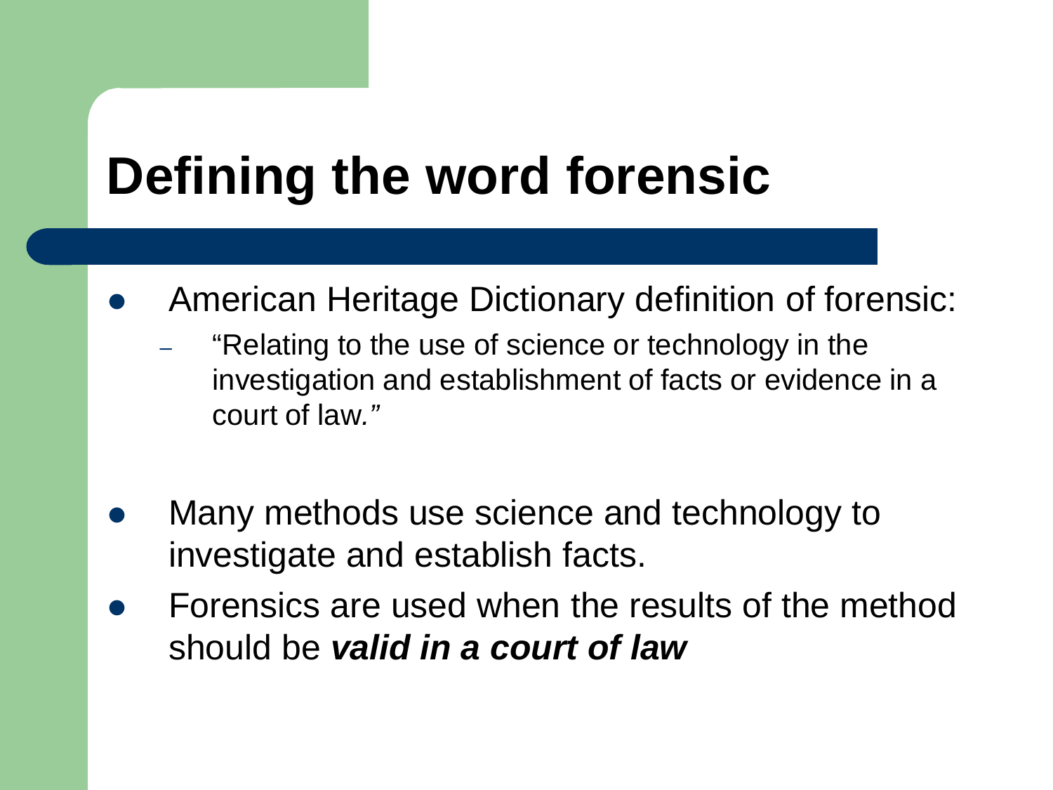# Defining the word forensic

- American Heritage Dictionary definition of forensic:
  - "Relating to the use of science or technology in the investigation and establishment of facts or evidence in a court of law."

- Many methods use science and technology to investigate and establish facts.
- Forensics are used when the results of the method should be ***valid in a court of law***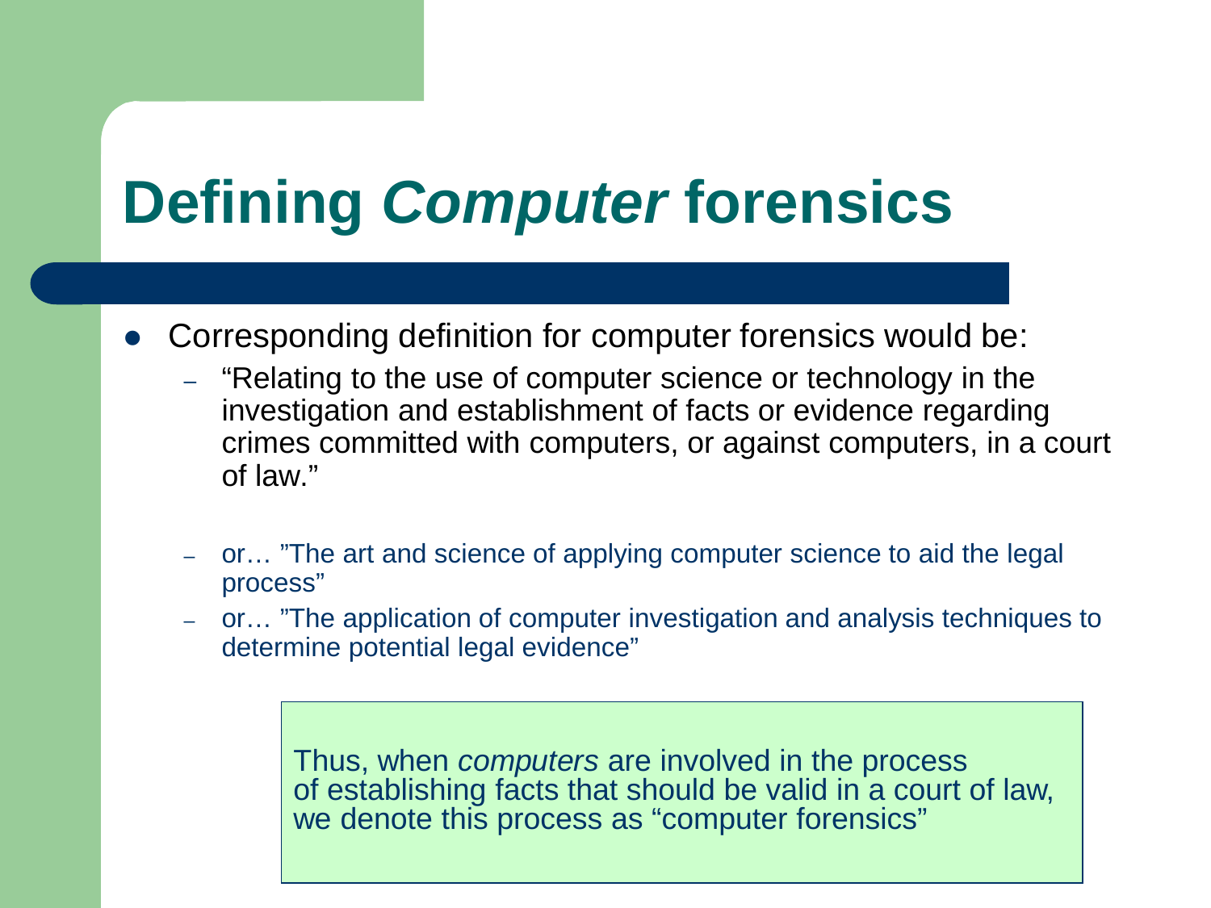# Defining *Computer* forensics

- Corresponding definition for computer forensics would be:
  - "Relating to the use of computer science or technology in the investigation and establishment of facts or evidence regarding crimes committed with computers, or against computers, in a court of law."
  - or… "The art and science of applying computer science to aid the legal process"
  - or… "The application of computer investigation and analysis techniques to determine potential legal evidence"

Thus, when *computers* are involved in the process of establishing facts that should be valid in a court of law, we denote this process as "computer forensics"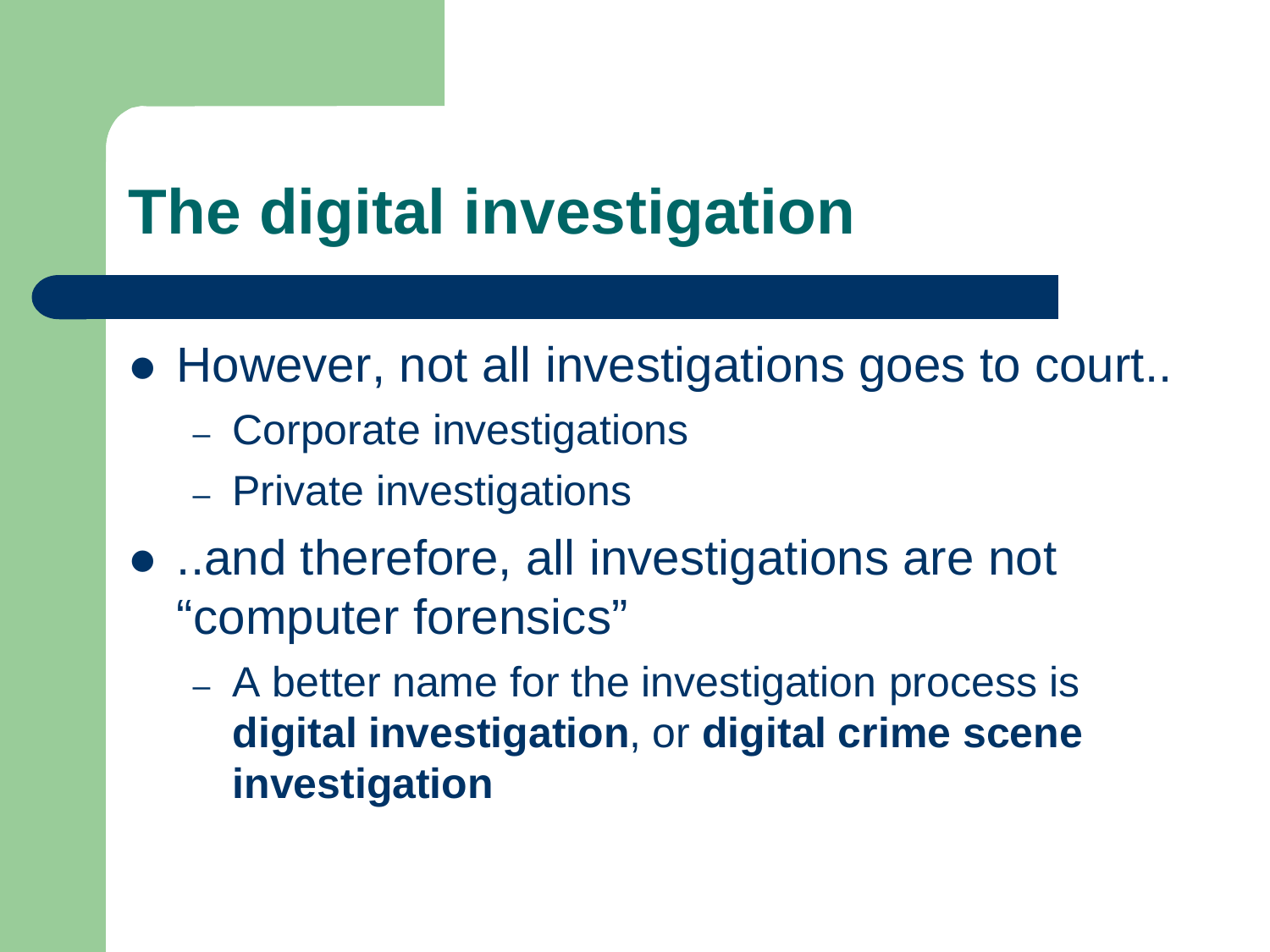# The digital investigation

- However, not all investigations goes to court..
  - Corporate investigations
  - Private investigations
- ..and therefore, all investigations are not "computer forensics"
  - A better name for the investigation process is **digital investigation**, or **digital crime scene investigation**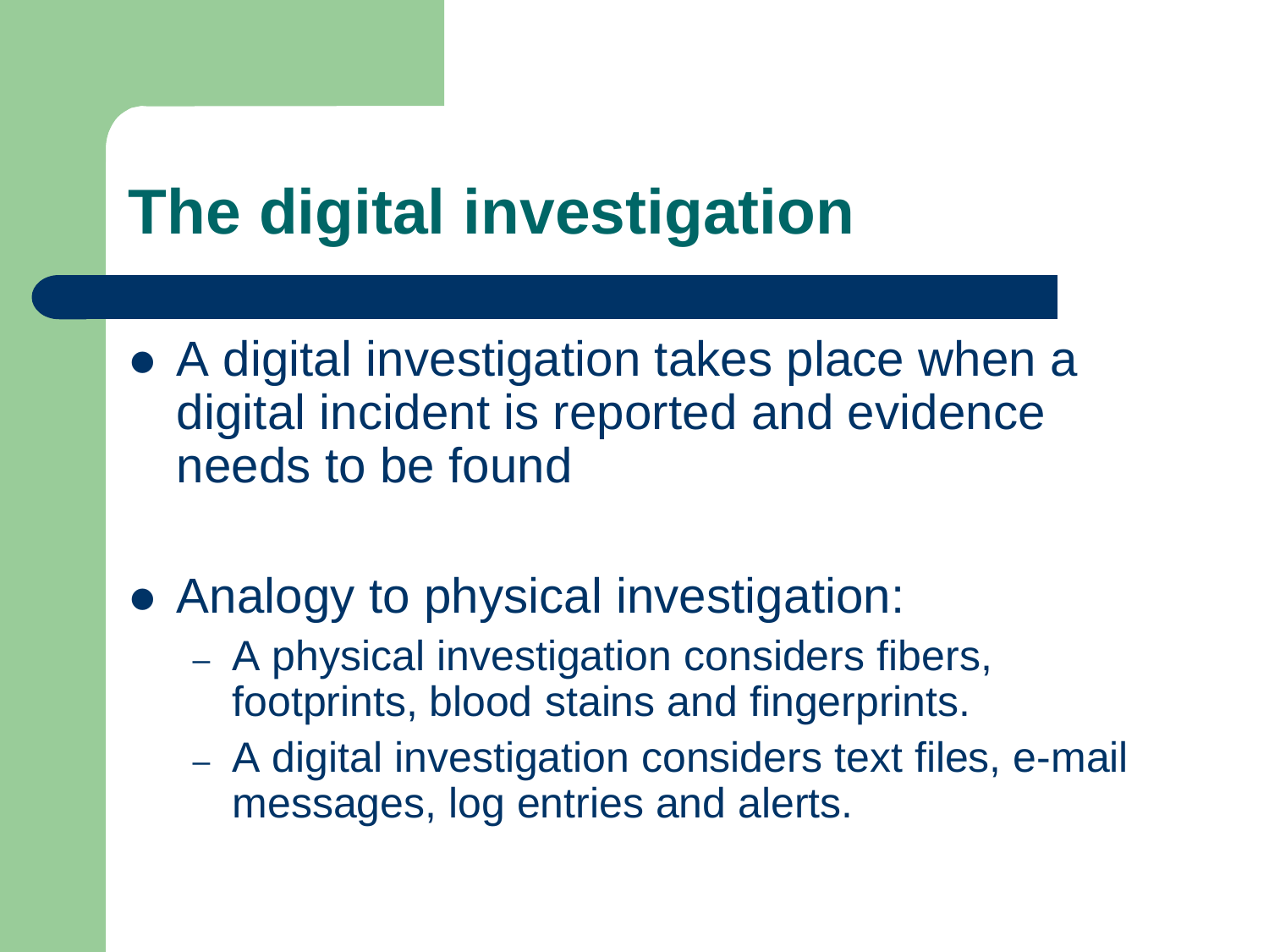# The digital investigation

- A digital investigation takes place when a digital incident is reported and evidence needs to be found
- Analogy to physical investigation:
  - A physical investigation considers fibers, footprints, blood stains and fingerprints.
  - A digital investigation considers text files, e-mail messages, log entries and alerts.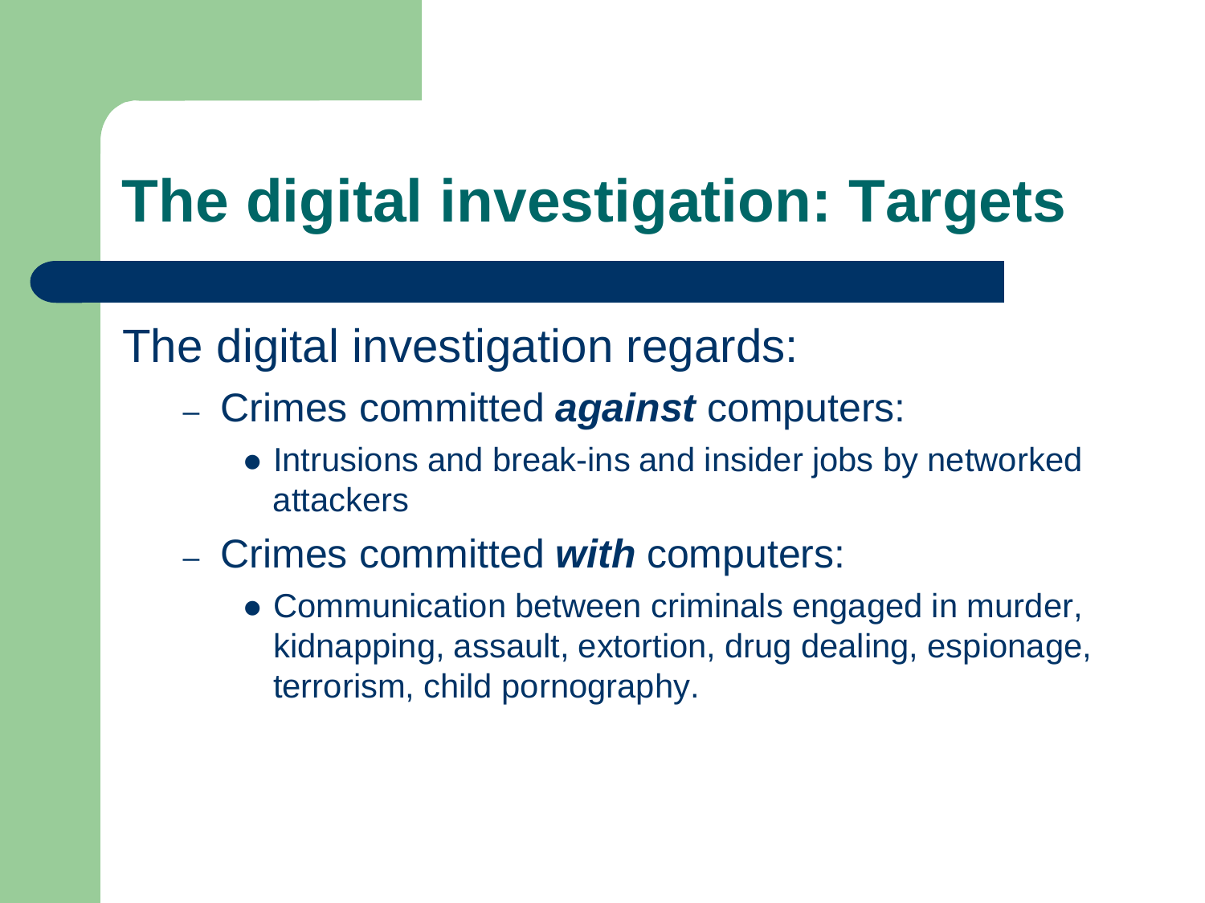# The digital investigation: Targets

The digital investigation regards:

- Crimes committed ***against*** computers:
  - Intrusions and break-ins and insider jobs by networked attackers
- Crimes committed ***with*** computers:
  - Communication between criminals engaged in murder, kidnapping, assault, extortion, drug dealing, espionage, terrorism, child pornography.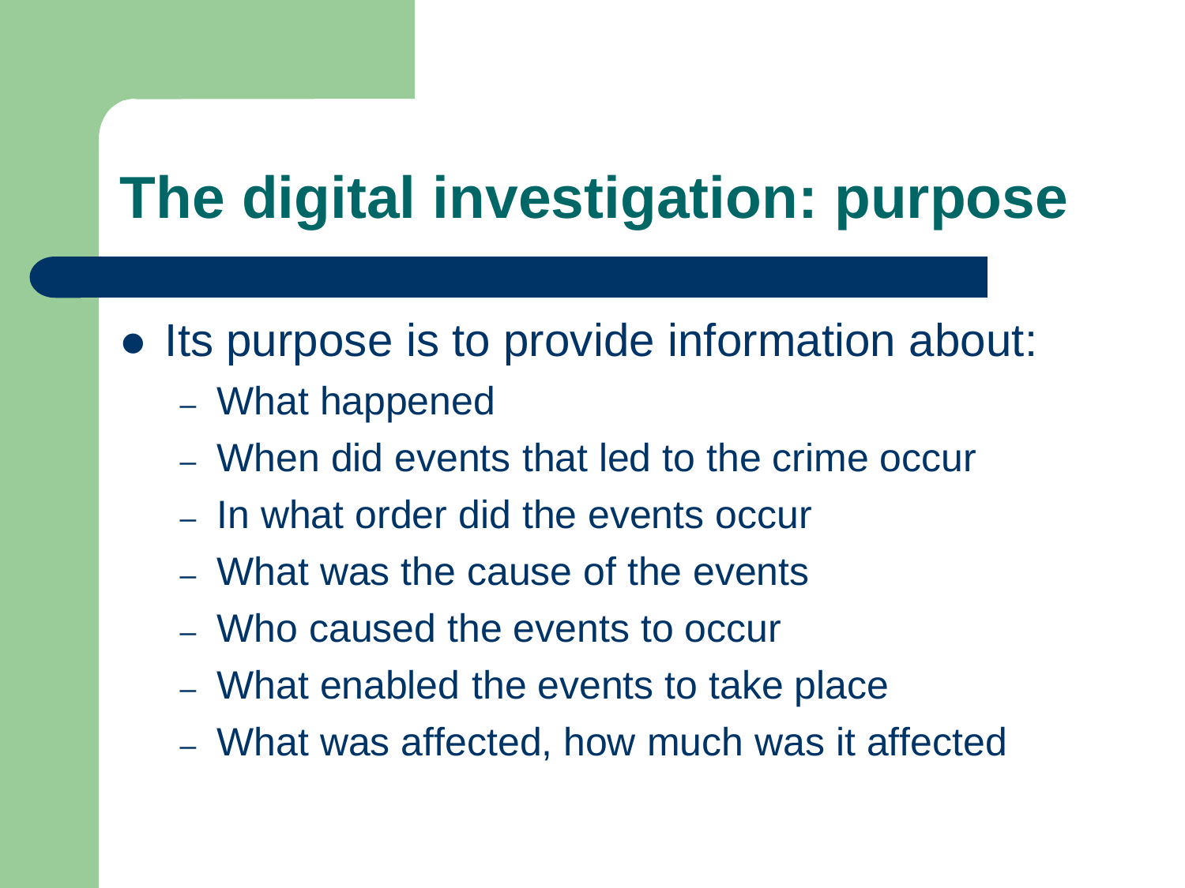# The digital investigation: purpose

- Its purpose is to provide information about:
  - What happened
  - When did events that led to the crime occur
  - In what order did the events occur
  - What was the cause of the events
  - Who caused the events to occur
  - What enabled the events to take place
  - What was affected, how much was it affected